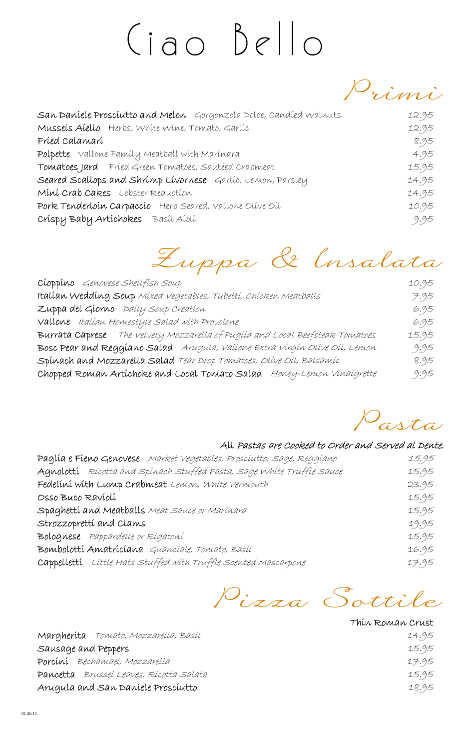# Ciao Bello

## Primi

| | | |
|---|---|---|
| **San Daniele Prosciutto and Melon** | *Gorgonzola Dolce, Candied Walnuts* | 12.95 |
| **Mussels Aiello** | *Herbs, White Wine, Tomato, Garlic* | 12.95 |
| **Fried Calamari** | | 8.95 |
| **Polpette** | *Vallone Family Meatball with Marinara* | 4.95 |
| **Tomatoes Jard** | *Fried Green Tomatoes, Sautéed Crabmeat* | 15.95 |
| **Seared Scallops and Shrimp Livornese** | *Garlic, Lemon, Parsley* | 14.95 |
| **Mini Crab Cakes** | *Lobster Reduction* | 14.95 |
| **Pork Tenderloin Carpaccio** | *Herb Seared, Vallone Olive Oil* | 10.95 |
| **Crispy Baby Artichokes** | *Basil Aioli* | 9.95 |

## Zuppa & Insalata

| | | |
|---|---|---|
| **Cioppino** | *Genovese Shellfish Soup* | 10.95 |
| **Italian Wedding Soup** | *Mixed Vegetables, Tubetti, Chicken Meatballs* | 7.95 |
| **Zuppa del Giorno** | *Daily Soup Creation* | 6.95 |
| **Vallone** | *Italian Homestyle Salad with Provolone* | 6.95 |
| **Burrata Caprese** | *The Velvety Mozzarella of Puglia and Local Beefsteak Tomatoes* | 15.95 |
| **Bosc Pear and Reggiano Salad** | *Arugula, Vallone Extra Virgin Olive Oil, Lemon* | 9.95 |
| **Spinach and Mozzarella Salad** | *Tear Drop Tomatoes, Olive Oil, Balsamic* | 8.95 |
| **Chopped Roman Artichoke and Local Tomato Salad** | *Honey-Lemon Vinaigrette* | 9.95 |

## Pasta

*All Pastas are Cooked to Order and Served al Dente.*

| | | |
|---|---|---|
| **Paglia e Fieno Genovese** | *Market Vegetables, Prosciutto, Sage, Reggiano* | 15.95 |
| **Agnolotti** | *Ricotta and Spinach Stuffed Pasta, Sage White Truffle Sauce* | 15.95 |
| **Fedelini with Lump Crabmeat** | *Lemon, White Vermouth* | 23.95 |
| **Osso Buco Ravioli** | | 15.95 |
| **Spaghetti and Meatballs** | *Meat Sauce or Marinara* | 15.95 |
| **Strozzopretti and Clams** | | 19.95 |
| **Bolognese** | *Pappardelle or Rigatoni* | 15.95 |
| **Bombolotti Amatriciana** | *Guanciale, Tomato, Basil* | 16.95 |
| **Cappelletti** | *Little Hats Stuffed with Truffle Scented Mascarpone* | 17.95 |

## Pizza Sottile

*Thin Roman Crust*

| | | |
|---|---|---|
| **Margherita** | *Tomato, Mozzarella, Basil* | 14.95 |
| **Sausage and Peppers** | | 15.95 |
| **Porcini** | *Bechamael, Mozzarella* | 17.95 |
| **Pancetta** | *Brussel Leaves, Ricotta Salata* | 15.95 |
| **Arugula and San Daniele Prosciutto** | | 18.95 |

01.26.11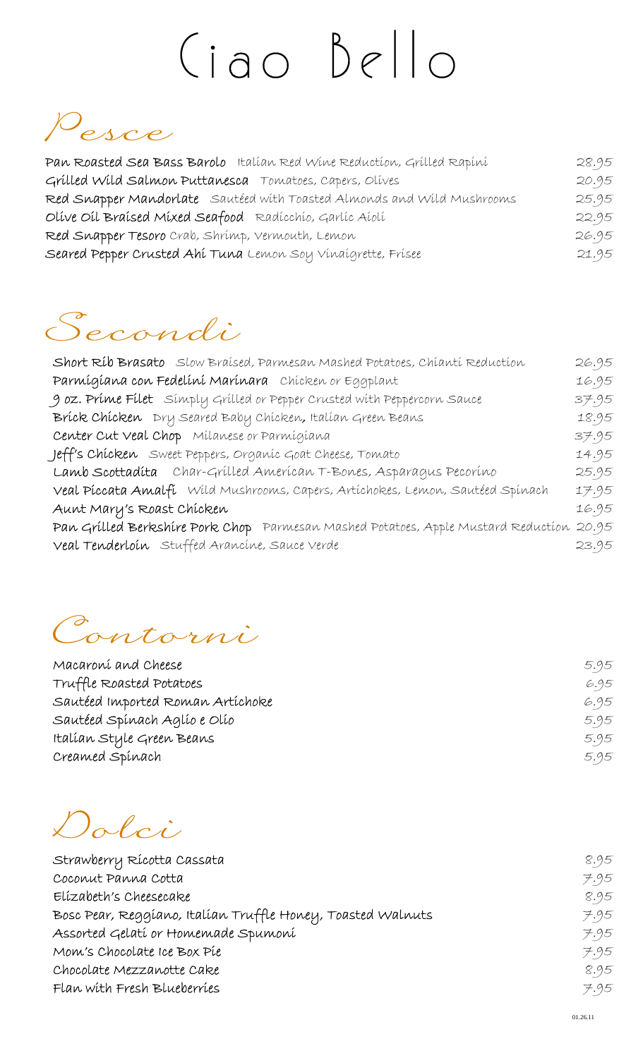# Ciao Bello

## Pesce

| | | |
|---|---|---|
| **Pan Roasted Sea Bass Barolo** | Italian Red Wine Reduction, Grilled Rapini | 28.95 |
| **Grilled Wild Salmon Puttanesca** | Tomatoes, Capers, Olives | 20.95 |
| **Red Snapper Mandorlate** | Sautéed with Toasted Almonds and Wild Mushrooms | 25.95 |
| **Olive Oil Braised Mixed Seafood** | Radicchio, Garlic Aioli | 22.95 |
| **Red Snapper Tesoro** | Crab, Shrimp, Vermouth, Lemon | 26.95 |
| **Seared Pepper Crusted Ahi Tuna** | Lemon Soy Vinaigrette, Frisee | 21.95 |

## Secondi

| | | |
|---|---|---|
| **Short Rib Brasato** | Slow Braised, Parmesan Mashed Potatoes, Chianti Reduction | 26.95 |
| **Parmigiana con Fedelini Marinara** | Chicken or Eggplant | 16.95 |
| **9 oz. Prime Filet** | Simply Grilled or Pepper Crusted with Peppercorn Sauce | 37.95 |
| **Brick Chicken** | Dry Seared Baby Chicken, Italian Green Beans | 18.95 |
| **Center Cut Veal Chop** | Milanese or Parmigiana | 37.95 |
| **Jeff's Chicken** | Sweet Peppers, Organic Goat Cheese, Tomato | 14.95 |
| **Lamb Scottadita** | Char-Grilled American T-Bones, Asparagus Pecorino | 25.95 |
| **Veal Piccata Amalfi** | Wild Mushrooms, Capers, Artichokes, Lemon, Sautéed Spinach | 17.95 |
| Aunt Mary's Roast Chicken | | 16.95 |
| **Pan Grilled Berkshire Pork Chop** | Parmesan Mashed Potatoes, Apple Mustard Reduction | 20.95 |
| **Veal Tenderloin** | Stuffed Arancine, Sauce Verde | 23.95 |

## Contorni

| | |
|---|---|
| Macaroni and Cheese | 5.95 |
| Truffle Roasted Potatoes | 6.95 |
| Sautéed Imported Roman Artichoke | 6.95 |
| Sautéed Spinach Aglio e Olio | 5.95 |
| Italian Style Green Beans | 5.95 |
| Creamed Spinach | 5.95 |

## Dolci

| | |
|---|---|
| Strawberry Ricotta Cassata | 8.95 |
| Coconut Panna Cotta | 7.95 |
| Elizabeth's Cheesecake | 8.95 |
| Bosc Pear, Reggiano, Italian Truffle Honey, Toasted Walnuts | 7.95 |
| Assorted Gelati or Homemade Spumoni | 7.95 |
| Mom's Chocolate Ice Box Pie | 7.95 |
| Chocolate Mezzanotte Cake | 8.95 |
| Flan with Fresh Blueberries | 7.95 |

01.26.11